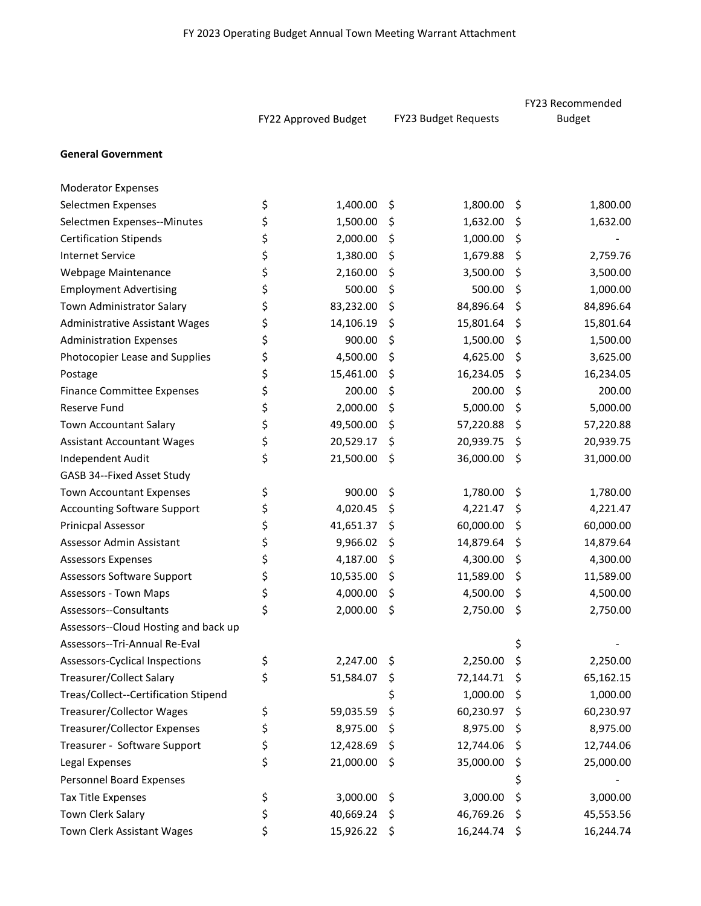FY 2023 Operating Budget Annual Town Meeting Warrant Attachment

| | FY22 Approved Budget | FY23 Budget Requests | FY23 Recommended Budget |
|---|---|---|---|
| **General Government** | | | |
| Moderator Expenses | | | |
| Selectmen Expenses | $ 1,400.00 | $ 1,800.00 | $ 1,800.00 |
| Selectmen Expenses--Minutes | $ 1,500.00 | $ 1,632.00 | $ 1,632.00 |
| Certification Stipends | $ 2,000.00 | $ 1,000.00 | $ - |
| Internet Service | $ 1,380.00 | $ 1,679.88 | $ 2,759.76 |
| Webpage Maintenance | $ 2,160.00 | $ 3,500.00 | $ 3,500.00 |
| Employment Advertising | $ 500.00 | $ 500.00 | $ 1,000.00 |
| Town Administrator Salary | $ 83,232.00 | $ 84,896.64 | $ 84,896.64 |
| Administrative Assistant Wages | $ 14,106.19 | $ 15,801.64 | $ 15,801.64 |
| Administration Expenses | $ 900.00 | $ 1,500.00 | $ 1,500.00 |
| Photocopier Lease and Supplies | $ 4,500.00 | $ 4,625.00 | $ 3,625.00 |
| Postage | $ 15,461.00 | $ 16,234.05 | $ 16,234.05 |
| Finance Committee Expenses | $ 200.00 | $ 200.00 | $ 200.00 |
| Reserve Fund | $ 2,000.00 | $ 5,000.00 | $ 5,000.00 |
| Town Accountant Salary | $ 49,500.00 | $ 57,220.88 | $ 57,220.88 |
| Assistant Accountant Wages | $ 20,529.17 | $ 20,939.75 | $ 20,939.75 |
| Independent Audit | $ 21,500.00 | $ 36,000.00 | $ 31,000.00 |
| GASB 34--Fixed Asset Study | | | |
| Town Accountant Expenses | $ 900.00 | $ 1,780.00 | $ 1,780.00 |
| Accounting Software Support | $ 4,020.45 | $ 4,221.47 | $ 4,221.47 |
| Prinicpal Assessor | $ 41,651.37 | $ 60,000.00 | $ 60,000.00 |
| Assessor Admin Assistant | $ 9,966.02 | $ 14,879.64 | $ 14,879.64 |
| Assessors Expenses | $ 4,187.00 | $ 4,300.00 | $ 4,300.00 |
| Assessors Software Support | $ 10,535.00 | $ 11,589.00 | $ 11,589.00 |
| Assessors - Town Maps | $ 4,000.00 | $ 4,500.00 | $ 4,500.00 |
| Assessors--Consultants | $ 2,000.00 | $ 2,750.00 | $ 2,750.00 |
| Assessors--Cloud Hosting and back up | | | |
| Assessors--Tri-Annual Re-Eval | | | $ - |
| Assessors-Cyclical Inspections | $ 2,247.00 | $ 2,250.00 | $ 2,250.00 |
| Treasurer/Collect Salary | $ 51,584.07 | $ 72,144.71 | $ 65,162.15 |
| Treas/Collect--Certification Stipend | | $ 1,000.00 | $ 1,000.00 |
| Treasurer/Collector Wages | $ 59,035.59 | $ 60,230.97 | $ 60,230.97 |
| Treasurer/Collector Expenses | $ 8,975.00 | $ 8,975.00 | $ 8,975.00 |
| Treasurer - Software Support | $ 12,428.69 | $ 12,744.06 | $ 12,744.06 |
| Legal Expenses | $ 21,000.00 | $ 35,000.00 | $ 25,000.00 |
| Personnel Board Expenses | | | $ - |
| Tax Title Expenses | $ 3,000.00 | $ 3,000.00 | $ 3,000.00 |
| Town Clerk Salary | $ 40,669.24 | $ 46,769.26 | $ 45,553.56 |
| Town Clerk Assistant Wages | $ 15,926.22 | $ 16,244.74 | $ 16,244.74 |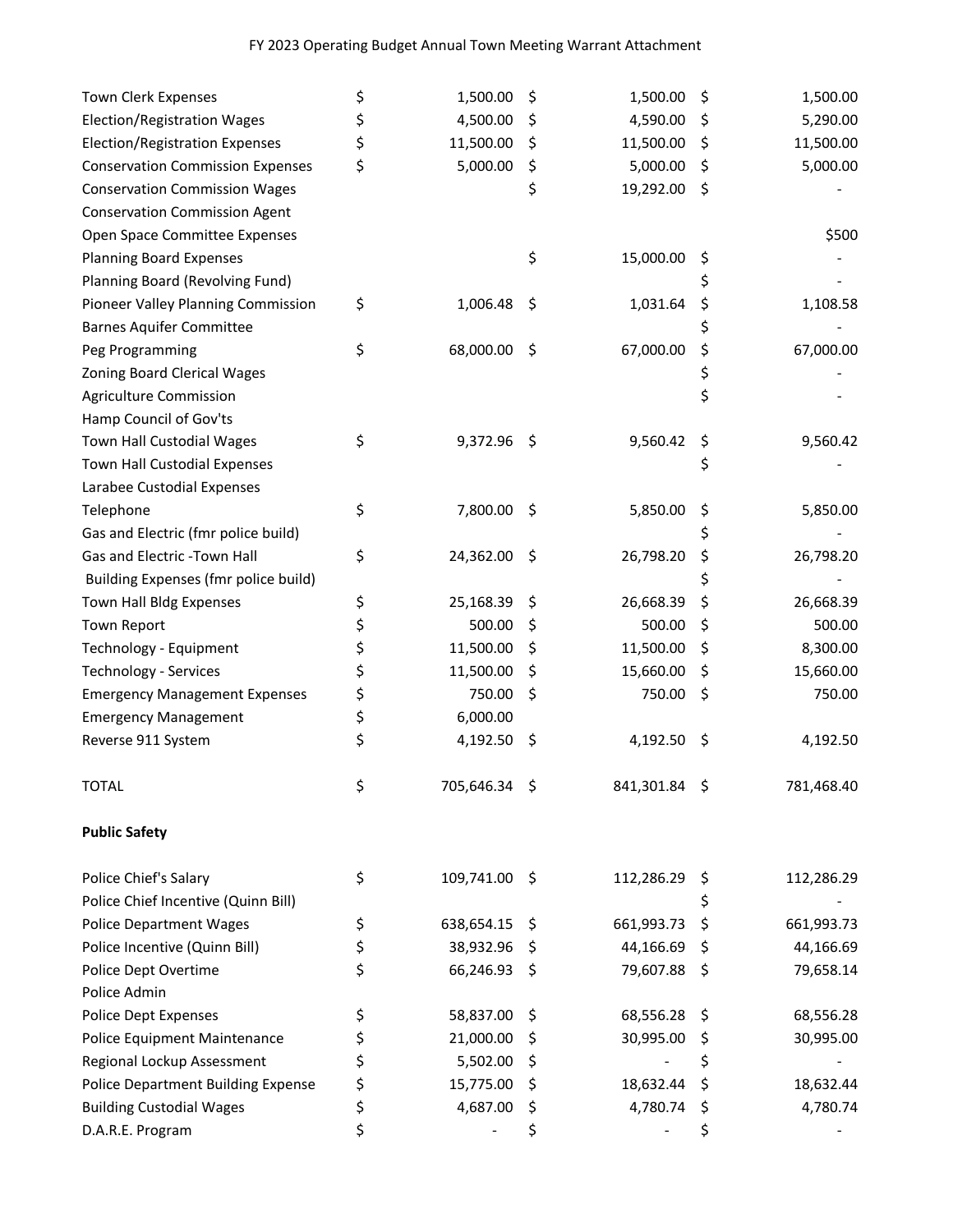FY 2023 Operating Budget Annual Town Meeting Warrant Attachment

| | | | |
|---|---|---|---|
| Town Clerk Expenses | $ 1,500.00 | $ 1,500.00 | $ 1,500.00 |
| Election/Registration Wages | $ 4,500.00 | $ 4,590.00 | $ 5,290.00 |
| Election/Registration Expenses | $ 11,500.00 | $ 11,500.00 | $ 11,500.00 |
| Conservation Commission Expenses | $ 5,000.00 | $ 5,000.00 | $ 5,000.00 |
| Conservation Commission Wages | | $ 19,292.00 | $ - |
| Conservation Commission Agent | | | |
| Open Space Committee Expenses | | | $500 |
| Planning Board Expenses | | $ 15,000.00 | $ - |
| Planning Board (Revolving Fund) | | | $ - |
| Pioneer Valley Planning Commission | $ 1,006.48 | $ 1,031.64 | $ 1,108.58 |
| Barnes Aquifer Committee | | | $ - |
| Peg Programming | $ 68,000.00 | $ 67,000.00 | $ 67,000.00 |
| Zoning Board Clerical Wages | | | $ - |
| Agriculture Commission | | | $ - |
| Hamp Council of Gov'ts | | | |
| Town Hall Custodial Wages | $ 9,372.96 | $ 9,560.42 | $ 9,560.42 |
| Town Hall Custodial Expenses | | | $ - |
| Larabee Custodial Expenses | | | |
| Telephone | $ 7,800.00 | $ 5,850.00 | $ 5,850.00 |
| Gas and Electric (fmr police build) | | | $ - |
| Gas and Electric -Town Hall | $ 24,362.00 | $ 26,798.20 | $ 26,798.20 |
| Building Expenses (fmr police build) | | | $ - |
| Town Hall Bldg Expenses | $ 25,168.39 | $ 26,668.39 | $ 26,668.39 |
| Town Report | $ 500.00 | $ 500.00 | $ 500.00 |
| Technology - Equipment | $ 11,500.00 | $ 11,500.00 | $ 8,300.00 |
| Technology - Services | $ 11,500.00 | $ 15,660.00 | $ 15,660.00 |
| Emergency Management Expenses | $ 750.00 | $ 750.00 | $ 750.00 |
| Emergency Management | $ 6,000.00 | | |
| Reverse 911 System | $ 4,192.50 | $ 4,192.50 | $ 4,192.50 |
| | | | |
| TOTAL | $ 705,646.34 | $ 841,301.84 | $ 781,468.40 |

**Public Safety**

| | | | |
|---|---|---|---|
| Police Chief's Salary | $ 109,741.00 | $ 112,286.29 | $ 112,286.29 |
| Police Chief Incentive (Quinn Bill) | | | $ - |
| Police Department Wages | $ 638,654.15 | $ 661,993.73 | $ 661,993.73 |
| Police Incentive (Quinn Bill) | $ 38,932.96 | $ 44,166.69 | $ 44,166.69 |
| Police Dept Overtime | $ 66,246.93 | $ 79,607.88 | $ 79,658.14 |
| Police Admin | | | |
| Police Dept Expenses | $ 58,837.00 | $ 68,556.28 | $ 68,556.28 |
| Police Equipment Maintenance | $ 21,000.00 | $ 30,995.00 | $ 30,995.00 |
| Regional Lockup Assessment | $ 5,502.00 | $ - | $ - |
| Police Department Building Expense | $ 15,775.00 | $ 18,632.44 | $ 18,632.44 |
| Building Custodial Wages | $ 4,687.00 | $ 4,780.74 | $ 4,780.74 |
| D.A.R.E. Program | $ - | $ - | $ - |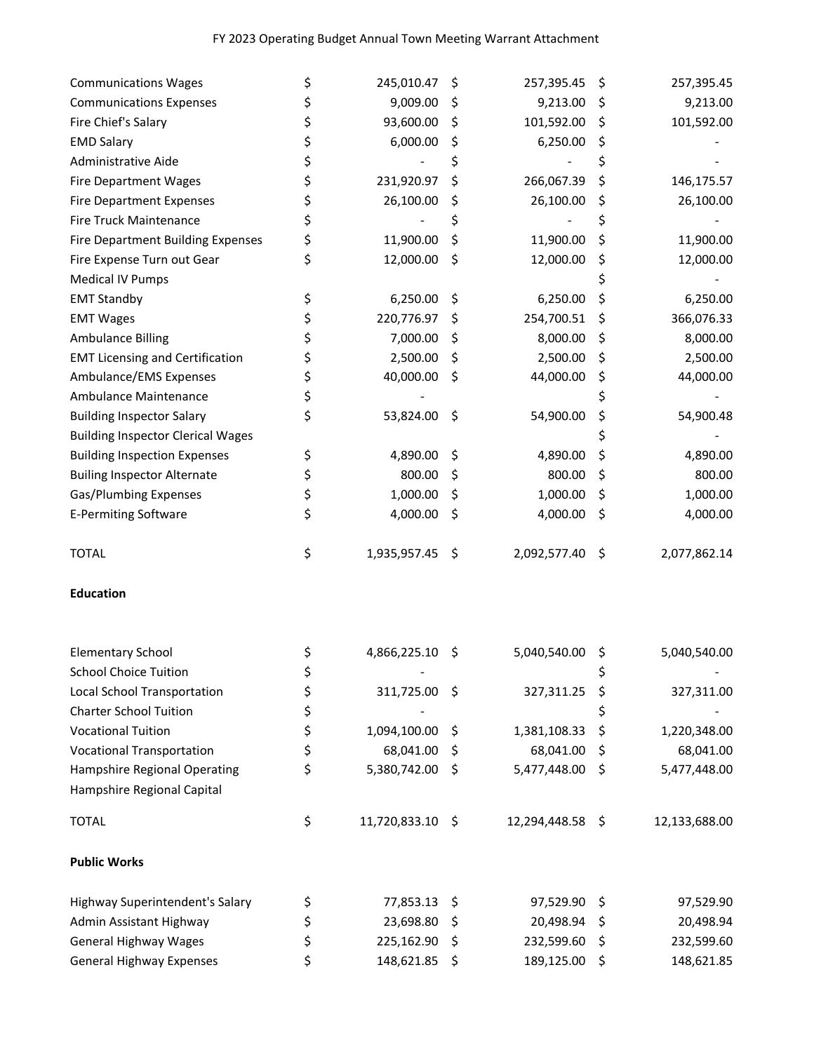FY 2023 Operating Budget Annual Town Meeting Warrant Attachment

| | | | |
|---|---|---|---|
| Communications Wages | $ 245,010.47 | $ 257,395.45 | $ 257,395.45 |
| Communications Expenses | $ 9,009.00 | $ 9,213.00 | $ 9,213.00 |
| Fire Chief's Salary | $ 93,600.00 | $ 101,592.00 | $ 101,592.00 |
| EMD Salary | $ 6,000.00 | $ 6,250.00 | $ - |
| Administrative Aide | $ - | $ - | $ - |
| Fire Department Wages | $ 231,920.97 | $ 266,067.39 | $ 146,175.57 |
| Fire Department Expenses | $ 26,100.00 | $ 26,100.00 | $ 26,100.00 |
| Fire Truck Maintenance | $ - | $ - | $ - |
| Fire Department Building Expenses | $ 11,900.00 | $ 11,900.00 | $ 11,900.00 |
| Fire Expense Turn out Gear | $ 12,000.00 | $ 12,000.00 | $ 12,000.00 |
| Medical IV Pumps | | | $ - |
| EMT Standby | $ 6,250.00 | $ 6,250.00 | $ 6,250.00 |
| EMT Wages | $ 220,776.97 | $ 254,700.51 | $ 366,076.33 |
| Ambulance Billing | $ 7,000.00 | $ 8,000.00 | $ 8,000.00 |
| EMT Licensing and Certification | $ 2,500.00 | $ 2,500.00 | $ 2,500.00 |
| Ambulance/EMS Expenses | $ 40,000.00 | $ 44,000.00 | $ 44,000.00 |
| Ambulance Maintenance | $ - | | $ - |
| Building Inspector Salary | $ 53,824.00 | $ 54,900.00 | $ 54,900.48 |
| Building Inspector Clerical Wages | | | $ - |
| Building Inspection Expenses | $ 4,890.00 | $ 4,890.00 | $ 4,890.00 |
| Builing Inspector Alternate | $ 800.00 | $ 800.00 | $ 800.00 |
| Gas/Plumbing Expenses | $ 1,000.00 | $ 1,000.00 | $ 1,000.00 |
| E-Permiting Software | $ 4,000.00 | $ 4,000.00 | $ 4,000.00 |
| | | | |
| TOTAL | $ 1,935,957.45 | $ 2,092,577.40 | $ 2,077,862.14 |
| | | | |
| **Education** | | | |
| | | | |
| Elementary School | $ 4,866,225.10 | $ 5,040,540.00 | $ 5,040,540.00 |
| School Choice Tuition | $ - | | $ - |
| Local School Transportation | $ 311,725.00 | $ 327,311.25 | $ 327,311.00 |
| Charter School Tuition | $ - | | $ - |
| Vocational Tuition | $ 1,094,100.00 | $ 1,381,108.33 | $ 1,220,348.00 |
| Vocational Transportation | $ 68,041.00 | $ 68,041.00 | $ 68,041.00 |
| Hampshire Regional Operating | $ 5,380,742.00 | $ 5,477,448.00 | $ 5,477,448.00 |
| Hampshire Regional Capital | | | |
| | | | |
| TOTAL | $ 11,720,833.10 | $ 12,294,448.58 | $ 12,133,688.00 |
| | | | |
| **Public Works** | | | |
| | | | |
| Highway Superintendent's Salary | $ 77,853.13 | $ 97,529.90 | $ 97,529.90 |
| Admin Assistant Highway | $ 23,698.80 | $ 20,498.94 | $ 20,498.94 |
| General Highway Wages | $ 225,162.90 | $ 232,599.60 | $ 232,599.60 |
| General Highway Expenses | $ 148,621.85 | $ 189,125.00 | $ 148,621.85 |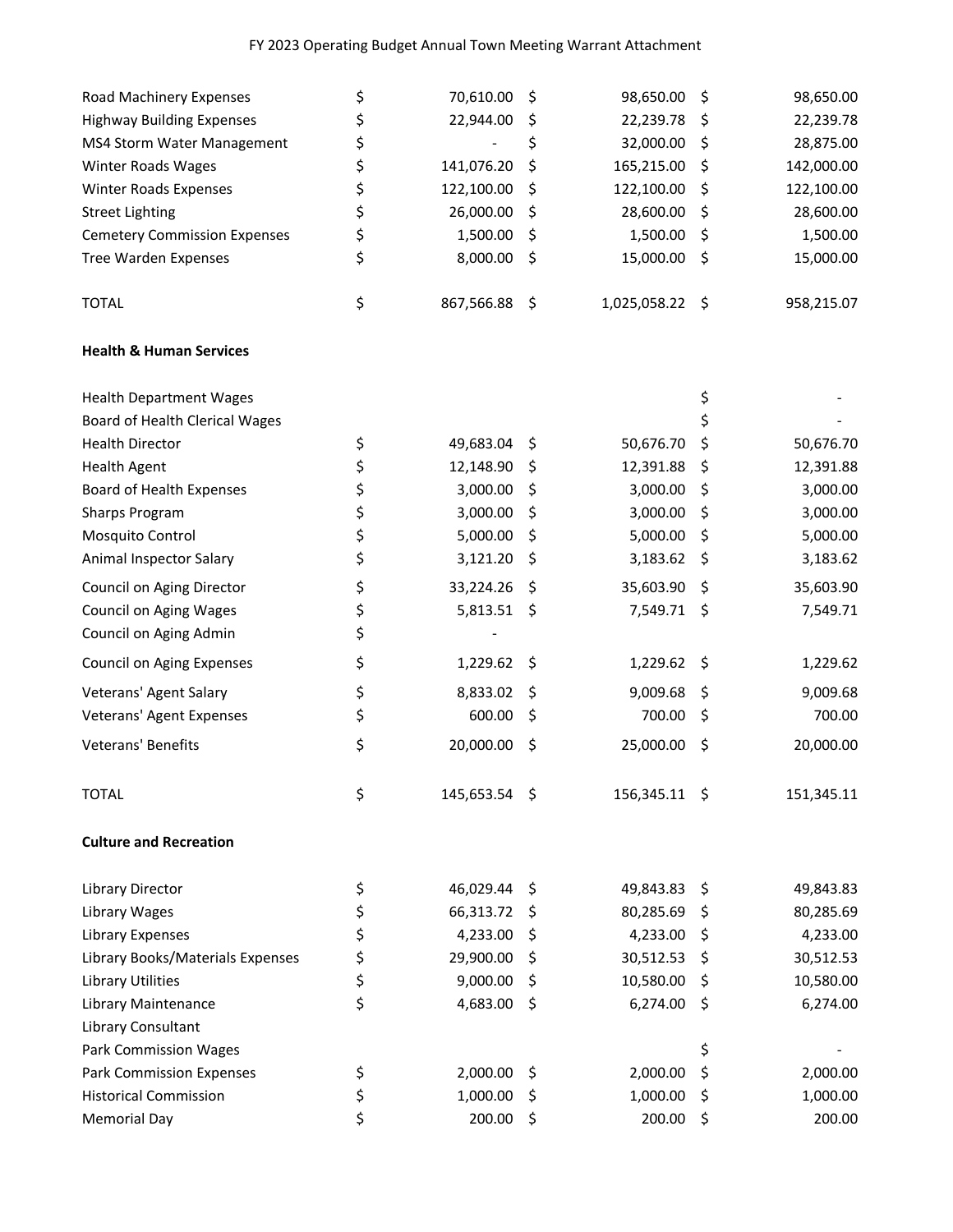| | | | |
|---|---|---|---|
| Road Machinery Expenses | $ 70,610.00 | $ 98,650.00 | $ 98,650.00 |
| Highway Building Expenses | $ 22,944.00 | $ 22,239.78 | $ 22,239.78 |
| MS4 Storm Water Management | $ - | $ 32,000.00 | $ 28,875.00 |
| Winter Roads Wages | $ 141,076.20 | $ 165,215.00 | $ 142,000.00 |
| Winter Roads Expenses | $ 122,100.00 | $ 122,100.00 | $ 122,100.00 |
| Street Lighting | $ 26,000.00 | $ 28,600.00 | $ 28,600.00 |
| Cemetery Commission Expenses | $ 1,500.00 | $ 1,500.00 | $ 1,500.00 |
| Tree Warden Expenses | $ 8,000.00 | $ 15,000.00 | $ 15,000.00 |
| | | | |
| TOTAL | $ 867,566.88 | $ 1,025,058.22 | $ 958,215.07 |
| | | | |
| **Health & Human Services** | | | |
| | | | |
| Health Department Wages | | | $ - |
| Board of Health Clerical Wages | | | $ - |
| Health Director | $ 49,683.04 | $ 50,676.70 | $ 50,676.70 |
| Health Agent | $ 12,148.90 | $ 12,391.88 | $ 12,391.88 |
| Board of Health Expenses | $ 3,000.00 | $ 3,000.00 | $ 3,000.00 |
| Sharps Program | $ 3,000.00 | $ 3,000.00 | $ 3,000.00 |
| Mosquito Control | $ 5,000.00 | $ 5,000.00 | $ 5,000.00 |
| Animal Inspector Salary | $ 3,121.20 | $ 3,183.62 | $ 3,183.62 |
| Council on Aging Director | $ 33,224.26 | $ 35,603.90 | $ 35,603.90 |
| Council on Aging Wages | $ 5,813.51 | $ 7,549.71 | $ 7,549.71 |
| Council on Aging Admin | $ - | | |
| Council on Aging Expenses | $ 1,229.62 | $ 1,229.62 | $ 1,229.62 |
| Veterans' Agent Salary | $ 8,833.02 | $ 9,009.68 | $ 9,009.68 |
| Veterans' Agent Expenses | $ 600.00 | $ 700.00 | $ 700.00 |
| Veterans' Benefits | $ 20,000.00 | $ 25,000.00 | $ 20,000.00 |
| | | | |
| TOTAL | $ 145,653.54 | $ 156,345.11 | $ 151,345.11 |
| | | | |
| **Culture and Recreation** | | | |
| | | | |
| Library Director | $ 46,029.44 | $ 49,843.83 | $ 49,843.83 |
| Library Wages | $ 66,313.72 | $ 80,285.69 | $ 80,285.69 |
| Library Expenses | $ 4,233.00 | $ 4,233.00 | $ 4,233.00 |
| Library Books/Materials Expenses | $ 29,900.00 | $ 30,512.53 | $ 30,512.53 |
| Library Utilities | $ 9,000.00 | $ 10,580.00 | $ 10,580.00 |
| Library Maintenance | $ 4,683.00 | $ 6,274.00 | $ 6,274.00 |
| Library Consultant | | | |
| Park Commission Wages | | | $ - |
| Park Commission Expenses | $ 2,000.00 | $ 2,000.00 | $ 2,000.00 |
| Historical Commission | $ 1,000.00 | $ 1,000.00 | $ 1,000.00 |
| Memorial Day | $ 200.00 | $ 200.00 | $ 200.00 |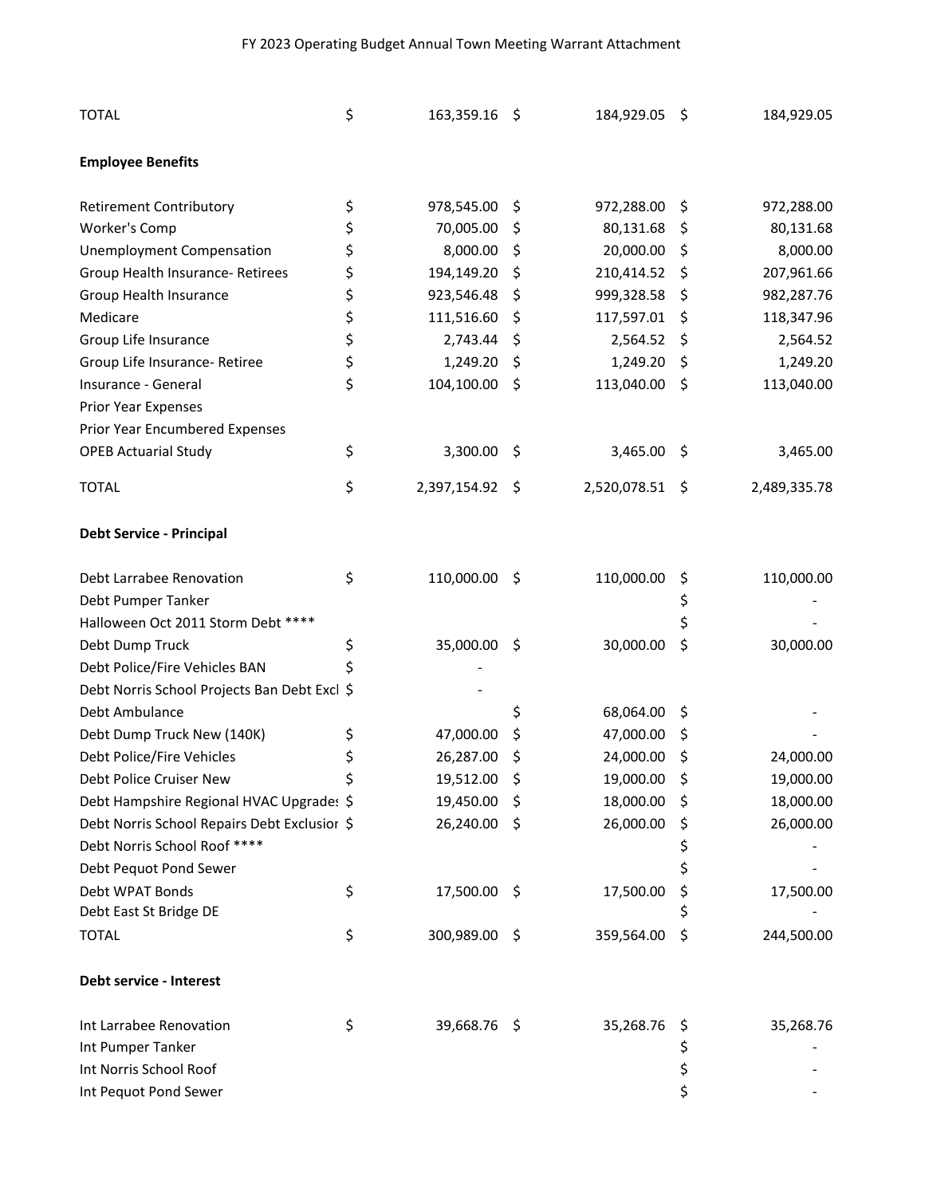| | | | |
|---|---|---|---|
| TOTAL | $ 163,359.16 | $ 184,929.05 | $ 184,929.05 |
| **Employee Benefits** | | | |
| Retirement Contributory | $ 978,545.00 | $ 972,288.00 | $ 972,288.00 |
| Worker's Comp | $ 70,005.00 | $ 80,131.68 | $ 80,131.68 |
| Unemployment Compensation | $ 8,000.00 | $ 20,000.00 | $ 8,000.00 |
| Group Health Insurance- Retirees | $ 194,149.20 | $ 210,414.52 | $ 207,961.66 |
| Group Health Insurance | $ 923,546.48 | $ 999,328.58 | $ 982,287.76 |
| Medicare | $ 111,516.60 | $ 117,597.01 | $ 118,347.96 |
| Group Life Insurance | $ 2,743.44 | $ 2,564.52 | $ 2,564.52 |
| Group Life Insurance- Retiree | $ 1,249.20 | $ 1,249.20 | $ 1,249.20 |
| Insurance - General | $ 104,100.00 | $ 113,040.00 | $ 113,040.00 |
| Prior Year Expenses | | | |
| Prior Year Encumbered Expenses | | | |
| OPEB Actuarial Study | $ 3,300.00 | $ 3,465.00 | $ 3,465.00 |
| TOTAL | $ 2,397,154.92 | $ 2,520,078.51 | $ 2,489,335.78 |
| **Debt Service - Principal** | | | |
| Debt Larrabee Renovation | $ 110,000.00 | $ 110,000.00 | $ 110,000.00 |
| Debt Pumper Tanker | | | $ - |
| Halloween Oct 2011 Storm Debt **** | | | $ - |
| Debt Dump Truck | $ 35,000.00 | $ 30,000.00 | $ 30,000.00 |
| Debt Police/Fire Vehicles BAN | $ - | | |
| Debt Norris School Projects Ban Debt Excl | $ - | | |
| Debt Ambulance | | $ 68,064.00 | $ - |
| Debt Dump Truck New (140K) | $ 47,000.00 | $ 47,000.00 | $ - |
| Debt Police/Fire Vehicles | $ 26,287.00 | $ 24,000.00 | $ 24,000.00 |
| Debt Police Cruiser New | $ 19,512.00 | $ 19,000.00 | $ 19,000.00 |
| Debt Hampshire Regional HVAC Upgrades | $ 19,450.00 | $ 18,000.00 | $ 18,000.00 |
| Debt Norris School Repairs Debt Exclusion | $ 26,240.00 | $ 26,000.00 | $ 26,000.00 |
| Debt Norris School Roof **** | | | $ - |
| Debt Pequot Pond Sewer | | | $ - |
| Debt WPAT Bonds | $ 17,500.00 | $ 17,500.00 | $ 17,500.00 |
| Debt East St Bridge DE | | | $ - |
| TOTAL | $ 300,989.00 | $ 359,564.00 | $ 244,500.00 |
| **Debt service - Interest** | | | |
| Int Larrabee Renovation | $ 39,668.76 | $ 35,268.76 | $ 35,268.76 |
| Int Pumper Tanker | | | $ - |
| Int Norris School Roof | | | $ - |
| Int Pequot Pond Sewer | | | $ - |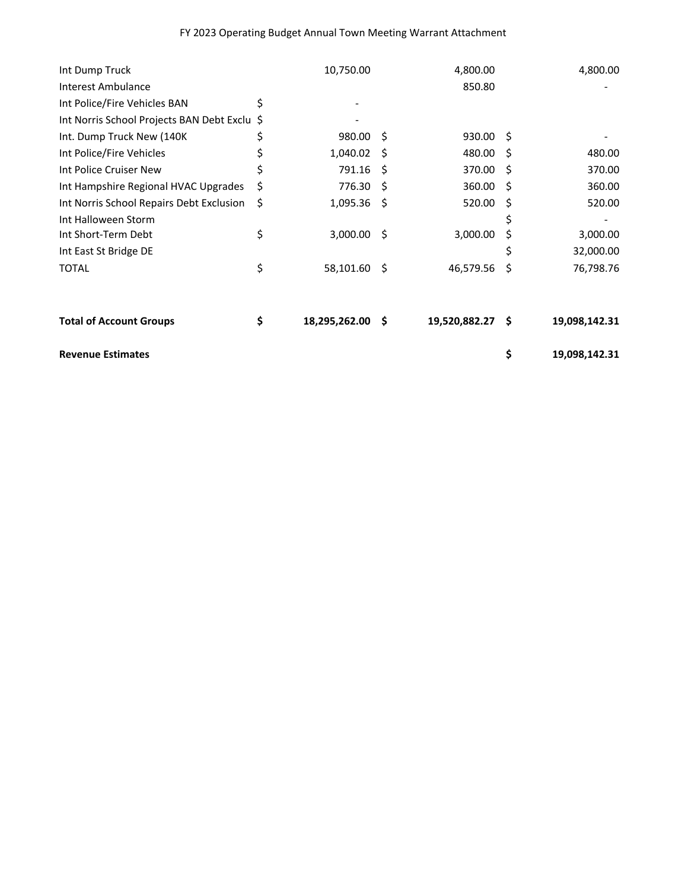| | | | |
|---|---|---|---|
| Int Dump Truck | 10,750.00 | 4,800.00 | 4,800.00 |
| Interest Ambulance | | 850.80 | - |
| Int Police/Fire Vehicles BAN | $ - | | |
| Int Norris School Projects BAN Debt Exclu | $ - | | |
| Int. Dump Truck New (140K | $ 980.00 | $ 930.00 | $ - |
| Int Police/Fire Vehicles | $ 1,040.02 | $ 480.00 | $ 480.00 |
| Int Police Cruiser New | $ 791.16 | $ 370.00 | $ 370.00 |
| Int Hampshire Regional HVAC Upgrades | $ 776.30 | $ 360.00 | $ 360.00 |
| Int Norris School Repairs Debt Exclusion | $ 1,095.36 | $ 520.00 | $ 520.00 |
| Int Halloween Storm | | | $ - |
| Int Short-Term Debt | $ 3,000.00 | $ 3,000.00 | $ 3,000.00 |
| Int East St Bridge DE | | | $ 32,000.00 |
| TOTAL | $ 58,101.60 | $ 46,579.56 | $ 76,798.76 |
| | | | |
| **Total of Account Groups** | **$ 18,295,262.00** | **$ 19,520,882.27** | **$ 19,098,142.31** |
| | | | |
| **Revenue Estimates** | | | **$ 19,098,142.31** |